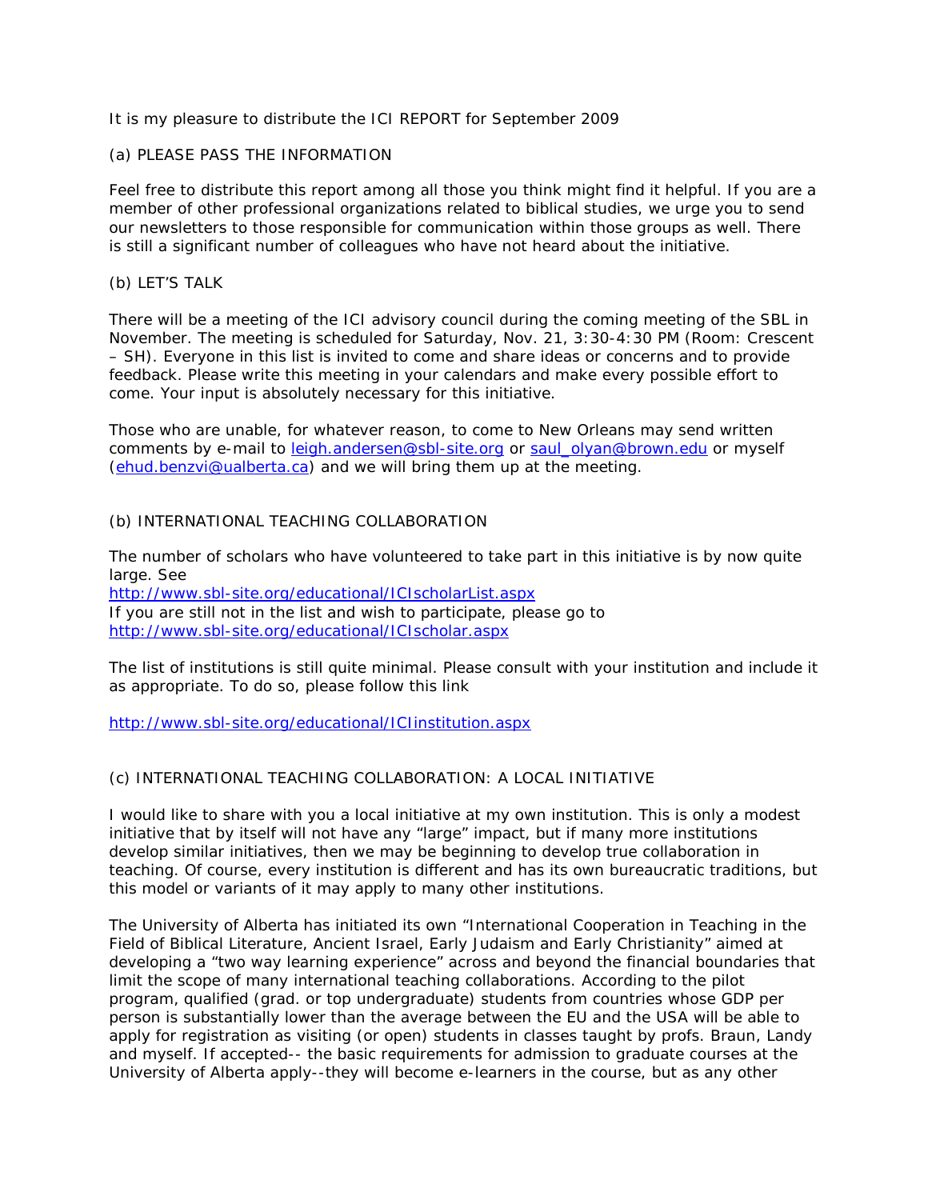It is my pleasure to distribute the ICI REPORT for September 2009

(a) PLEASE PASS THE INFORMATION

Feel free to distribute this report among all those you think might find it helpful. If you are a member of other professional organizations related to biblical studies, we urge you to send our newsletters to those responsible for communication within those groups as well. There is still a significant number of colleagues who have not heard about the initiative.

(b) LET'S TALK

There will be a meeting of the ICI advisory council during the coming meeting of the SBL in November. The meeting is scheduled for Saturday, Nov. 21, 3:30-4:30 PM (Room: Crescent – SH). Everyone in this list is invited to come and share ideas or concerns and to provide feedback. Please write this meeting in your calendars and make every possible effort to come. Your input is absolutely necessary for this initiative.

Those who are unable, for whatever reason, to come to New Orleans may send written comments by e-mail to leigh.andersen@sbl-site.org or saul_olyan@brown.edu or myself (ehud.benzvi@ualberta.ca) and we will bring them up at the meeting.

(b) INTERNATIONAL TEACHING COLLABORATION

The number of scholars who have volunteered to take part in this initiative is by now quite large. See
http://www.sbl-site.org/educational/ICIscholarList.aspx
If you are still not in the list and wish to participate, please go to
http://www.sbl-site.org/educational/ICIscholar.aspx

The list of institutions is still quite minimal. Please consult with your institution and include it as appropriate. To do so, please follow this link

http://www.sbl-site.org/educational/ICIinstitution.aspx

(c) INTERNATIONAL TEACHING COLLABORATION: A LOCAL INITIATIVE

I would like to share with you a local initiative at my own institution. This is only a modest initiative that by itself will not have any "large" impact, but if many more institutions develop similar initiatives, then we may be beginning to develop true collaboration in teaching. Of course, every institution is different and has its own bureaucratic traditions, but this model or variants of it may apply to many other institutions.

The University of Alberta has initiated its own "International Cooperation in Teaching in the Field of Biblical Literature, Ancient Israel, Early Judaism and Early Christianity" aimed at developing a "two way learning experience" across and beyond the financial boundaries that limit the scope of many international teaching collaborations. According to the pilot program, qualified (grad. or top undergraduate) students from countries whose GDP per person is substantially lower than the average between the EU and the USA will be able to apply for registration as visiting (or open) students in classes taught by profs. Braun, Landy and myself. If accepted-- the basic requirements for admission to graduate courses at the University of Alberta apply--they will become e-learners in the course, but as any other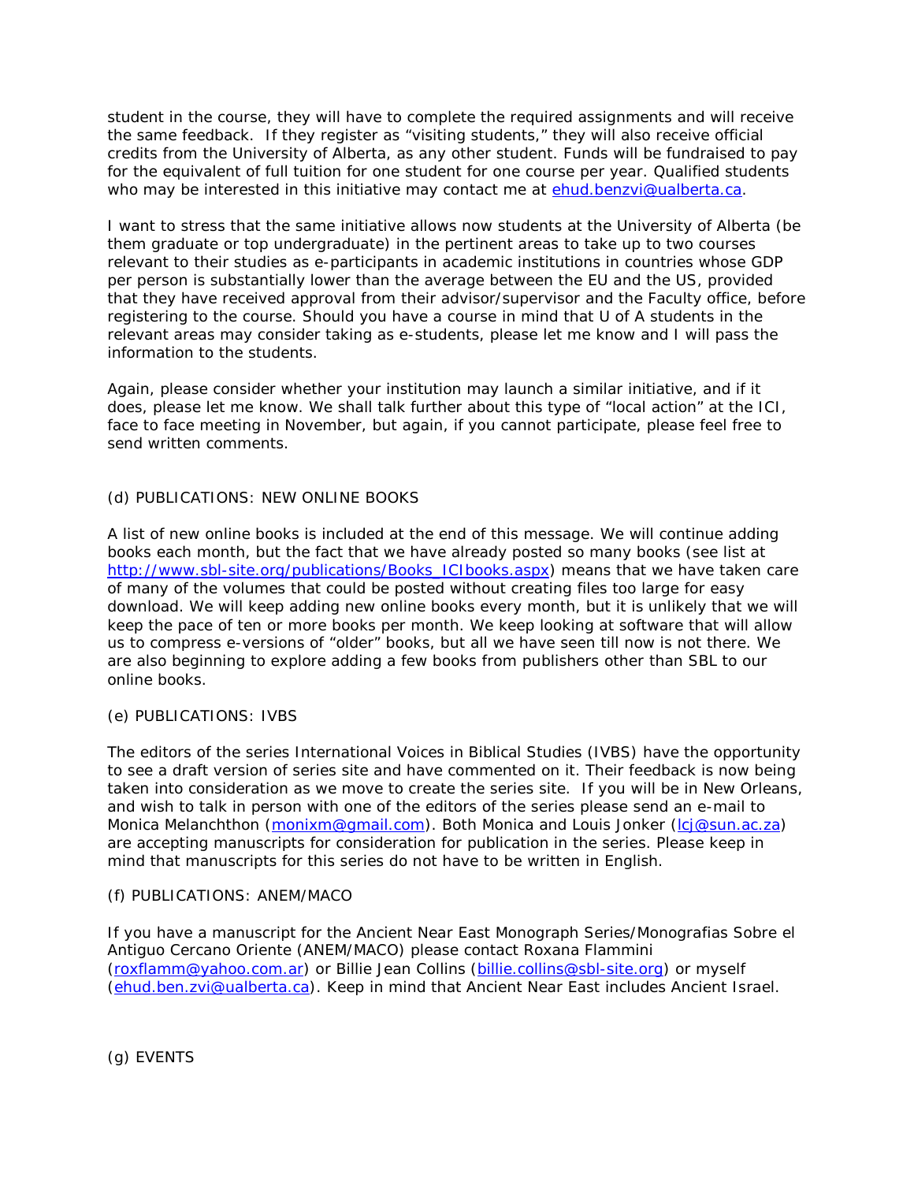student in the course, they will have to complete the required assignments and will receive the same feedback. If they register as "visiting students," they will also receive official credits from the University of Alberta, as any other student. Funds will be fundraised to pay for the equivalent of full tuition for one student for one course per year. Qualified students who may be interested in this initiative may contact me at ehud.benzvi@ualberta.ca.

I want to stress that the same initiative allows now students at the University of Alberta (be them graduate or top undergraduate) in the pertinent areas to take up to two courses relevant to their studies as e-participants in academic institutions in countries whose GDP per person is substantially lower than the average between the EU and the US, provided that they have received approval from their advisor/supervisor and the Faculty office, before registering to the course. Should you have a course in mind that U of A students in the relevant areas may consider taking as e-students, please let me know and I will pass the information to the students.

Again, please consider whether your institution may launch a similar initiative, and if it does, please let me know. We shall talk further about this type of "local action" at the ICI, face to face meeting in November, but again, if you cannot participate, please feel free to send written comments.

(d) PUBLICATIONS: NEW ONLINE BOOKS

A list of new online books is included at the end of this message. We will continue adding books each month, but the fact that we have already posted so many books (see list at http://www.sbl-site.org/publications/Books_ICIbooks.aspx) means that we have taken care of many of the volumes that could be posted without creating files too large for easy download. We will keep adding new online books every month, but it is unlikely that we will keep the pace of ten or more books per month. We keep looking at software that will allow us to compress e-versions of "older" books, but all we have seen till now is not there. We are also beginning to explore adding a few books from publishers other than SBL to our online books.

(e) PUBLICATIONS: IVBS

The editors of the series International Voices in Biblical Studies (IVBS) have the opportunity to see a draft version of series site and have commented on it. Their feedback is now being taken into consideration as we move to create the series site. If you will be in New Orleans, and wish to talk in person with one of the editors of the series please send an e-mail to Monica Melanchthon (monixm@gmail.com). Both Monica and Louis Jonker (lcj@sun.ac.za) are accepting manuscripts for consideration for publication in the series. Please keep in mind that manuscripts for this series do not have to be written in English.

(f) PUBLICATIONS: ANEM/MACO

If you have a manuscript for the Ancient Near East Monograph Series/Monografias Sobre el Antiguo Cercano Oriente (ANEM/MACO) please contact Roxana Flammini (roxflamm@yahoo.com.ar) or Billie Jean Collins (billie.collins@sbl-site.org) or myself (ehud.ben.zvi@ualberta.ca). Keep in mind that Ancient Near East includes Ancient Israel.

(g) EVENTS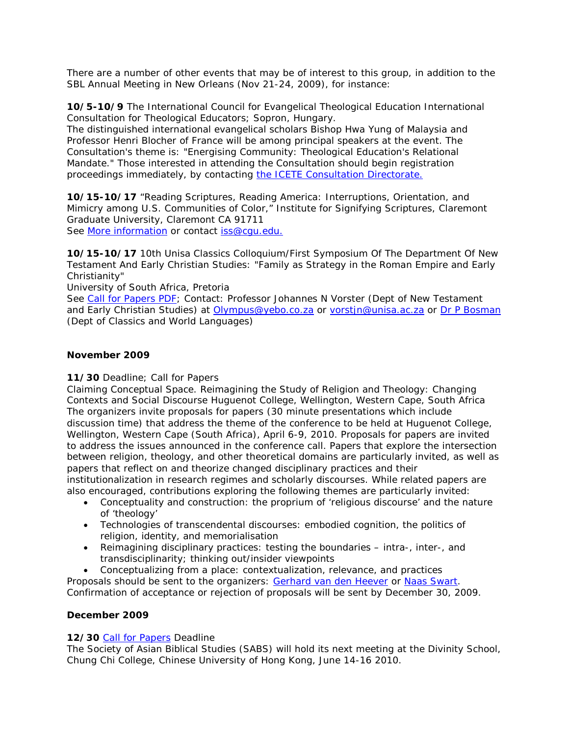There are a number of other events that may be of interest to this group, in addition to the SBL Annual Meeting in New Orleans (Nov 21-24, 2009), for instance:

**10/5-10/9** The International Council for Evangelical Theological Education International Consultation for Theological Educators; Sopron, Hungary.
The distinguished international evangelical scholars Bishop Hwa Yung of Malaysia and Professor Henri Blocher of France will be among principal speakers at the event. The Consultation's theme is: "Energising Community: Theological Education's Relational Mandate." Those interested in attending the Consultation should begin registration proceedings immediately, by contacting [the ICETE Consultation Directorate.]()

**10/15-10/17** "Reading Scriptures, Reading America: Interruptions, Orientation, and Mimicry among U.S. Communities of Color," Institute for Signifying Scriptures, Claremont Graduate University, Claremont CA 91711
See [More information]() or contact [iss@cgu.edu.]()

**10/15-10/17** 10th Unisa Classics Colloquium/First Symposium Of The Department Of New Testament And Early Christian Studies: "Family as Strategy in the Roman Empire and Early Christianity"
University of South Africa, Pretoria
See [Call for Papers PDF](); Contact: Professor Johannes N Vorster (Dept of New Testament and Early Christian Studies) at [Olympus@yebo.co.za]() or [vorstjn@unisa.ac.za]() or [Dr P Bosman]() (Dept of Classics and World Languages)

**November 2009**

**11/30** Deadline; Call for Papers
Claiming Conceptual Space. Reimagining the Study of Religion and Theology: Changing Contexts and Social Discourse Huguenot College, Wellington, Western Cape, South Africa
The organizers invite proposals for papers (30 minute presentations which include discussion time) that address the theme of the conference to be held at Huguenot College, Wellington, Western Cape (South Africa), April 6-9, 2010. Proposals for papers are invited to address the issues announced in the conference call. Papers that explore the intersection between religion, theology, and other theoretical domains are particularly invited, as well as papers that reflect on and theorize changed disciplinary practices and their institutionalization in research regimes and scholarly discourses. While related papers are also encouraged, contributions exploring the following themes are particularly invited:

- Conceptuality and construction: the proprium of 'religious discourse' and the nature of 'theology'
- Technologies of transcendental discourses: embodied cognition, the politics of religion, identity, and memorialisation
- Reimagining disciplinary practices: testing the boundaries – intra-, inter-, and transdisciplinarity; thinking out/insider viewpoints
- Conceptualizing from a place: contextualization, relevance, and practices

Proposals should be sent to the organizers: [Gerhard van den Heever]() or [Naas Swart]().
Confirmation of acceptance or rejection of proposals will be sent by December 30, 2009.

**December 2009**

**12/30** [Call for Papers]() Deadline
The Society of Asian Biblical Studies (SABS) will hold its next meeting at the Divinity School, Chung Chi College, Chinese University of Hong Kong, June 14-16 2010.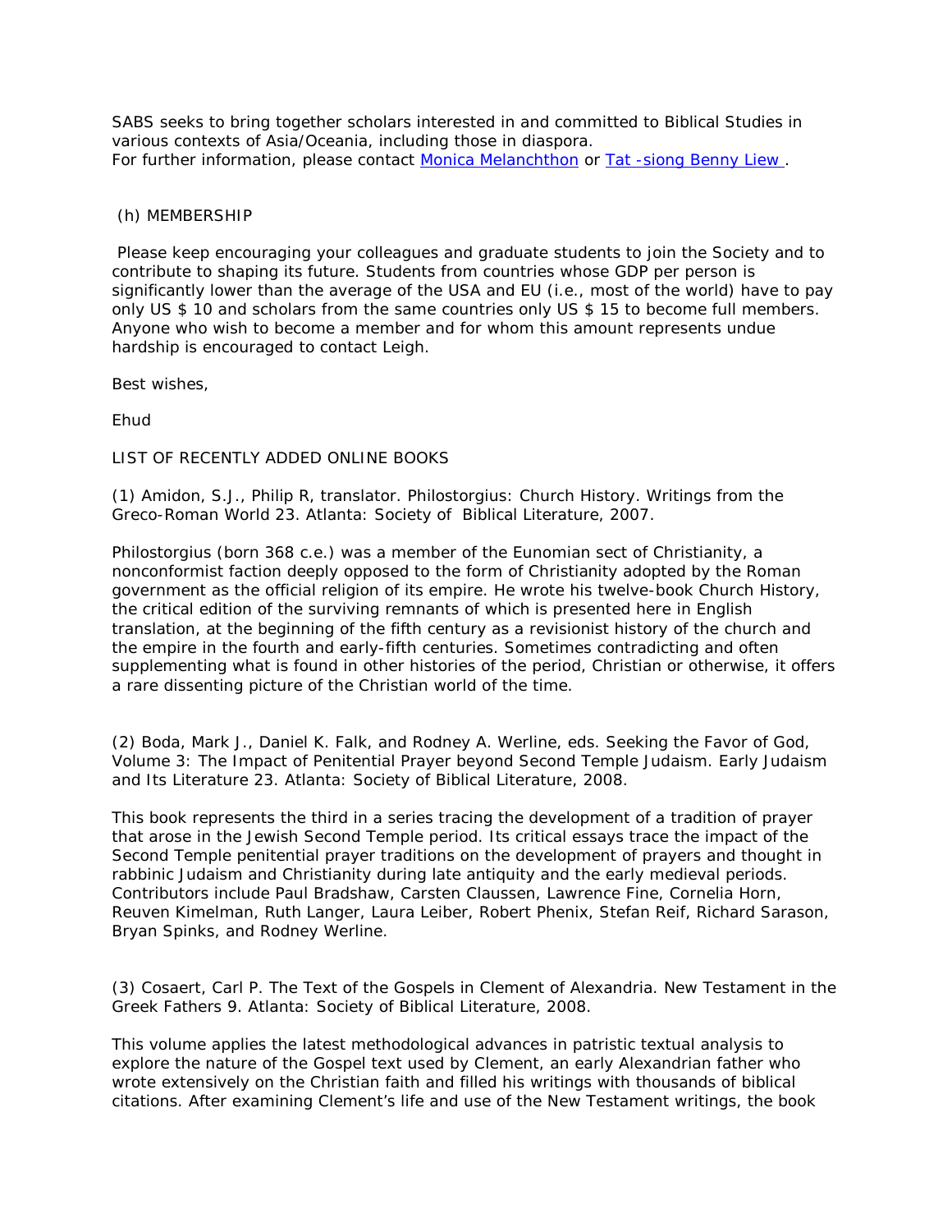SABS seeks to bring together scholars interested in and committed to Biblical Studies in various contexts of Asia/Oceania, including those in diaspora.
For further information, please contact [Monica Melanchthon]() or [Tat -siong Benny Liew ]().

(h) MEMBERSHIP

Please keep encouraging your colleagues and graduate students to join the Society and to contribute to shaping its future. Students from countries whose GDP per person is significantly lower than the average of the USA and EU (i.e., most of the world) have to pay only US $ 10 and scholars from the same countries only US $ 15 to become full members. Anyone who wish to become a member and for whom this amount represents undue hardship is encouraged to contact Leigh.

Best wishes,

Ehud

LIST OF RECENTLY ADDED ONLINE BOOKS

(1) Amidon, S.J., Philip R, translator. Philostorgius: Church History. Writings from the Greco-Roman World 23. Atlanta: Society of Biblical Literature, 2007.

Philostorgius (born 368 c.e.) was a member of the Eunomian sect of Christianity, a nonconformist faction deeply opposed to the form of Christianity adopted by the Roman government as the official religion of its empire. He wrote his twelve-book Church History, the critical edition of the surviving remnants of which is presented here in English translation, at the beginning of the fifth century as a revisionist history of the church and the empire in the fourth and early-fifth centuries. Sometimes contradicting and often supplementing what is found in other histories of the period, Christian or otherwise, it offers a rare dissenting picture of the Christian world of the time.

(2) Boda, Mark J., Daniel K. Falk, and Rodney A. Werline, eds. Seeking the Favor of God, Volume 3: The Impact of Penitential Prayer beyond Second Temple Judaism. Early Judaism and Its Literature 23. Atlanta: Society of Biblical Literature, 2008.

This book represents the third in a series tracing the development of a tradition of prayer that arose in the Jewish Second Temple period. Its critical essays trace the impact of the Second Temple penitential prayer traditions on the development of prayers and thought in rabbinic Judaism and Christianity during late antiquity and the early medieval periods. Contributors include Paul Bradshaw, Carsten Claussen, Lawrence Fine, Cornelia Horn, Reuven Kimelman, Ruth Langer, Laura Leiber, Robert Phenix, Stefan Reif, Richard Sarason, Bryan Spinks, and Rodney Werline.

(3) Cosaert, Carl P. The Text of the Gospels in Clement of Alexandria. New Testament in the Greek Fathers 9. Atlanta: Society of Biblical Literature, 2008.

This volume applies the latest methodological advances in patristic textual analysis to explore the nature of the Gospel text used by Clement, an early Alexandrian father who wrote extensively on the Christian faith and filled his writings with thousands of biblical citations. After examining Clement's life and use of the New Testament writings, the book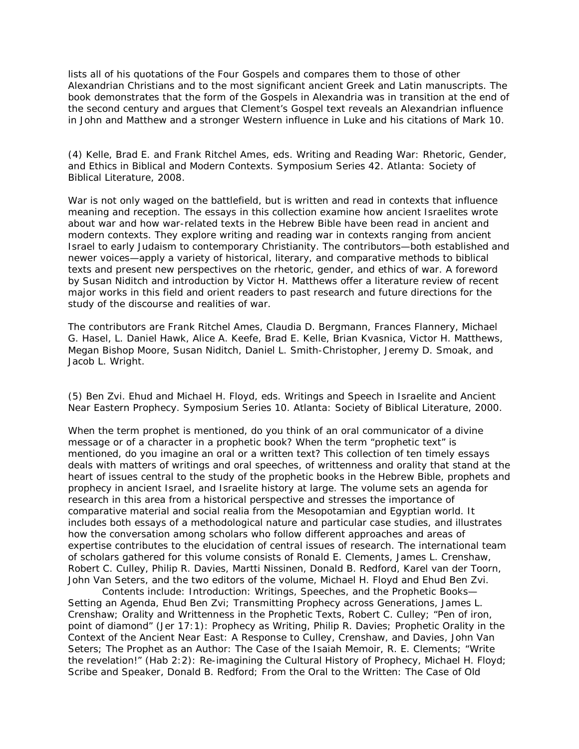lists all of his quotations of the Four Gospels and compares them to those of other Alexandrian Christians and to the most significant ancient Greek and Latin manuscripts. The book demonstrates that the form of the Gospels in Alexandria was in transition at the end of the second century and argues that Clement's Gospel text reveals an Alexandrian influence in John and Matthew and a stronger Western influence in Luke and his citations of Mark 10.

(4) Kelle, Brad E. and Frank Ritchel Ames, eds. Writing and Reading War: Rhetoric, Gender, and Ethics in Biblical and Modern Contexts. Symposium Series 42. Atlanta: Society of Biblical Literature, 2008.

War is not only waged on the battlefield, but is written and read in contexts that influence meaning and reception. The essays in this collection examine how ancient Israelites wrote about war and how war-related texts in the Hebrew Bible have been read in ancient and modern contexts. They explore writing and reading war in contexts ranging from ancient Israel to early Judaism to contemporary Christianity. The contributors—both established and newer voices—apply a variety of historical, literary, and comparative methods to biblical texts and present new perspectives on the rhetoric, gender, and ethics of war. A foreword by Susan Niditch and introduction by Victor H. Matthews offer a literature review of recent major works in this field and orient readers to past research and future directions for the study of the discourse and realities of war.

The contributors are Frank Ritchel Ames, Claudia D. Bergmann, Frances Flannery, Michael G. Hasel, L. Daniel Hawk, Alice A. Keefe, Brad E. Kelle, Brian Kvasnica, Victor H. Matthews, Megan Bishop Moore, Susan Niditch, Daniel L. Smith-Christopher, Jeremy D. Smoak, and Jacob L. Wright.

(5) Ben Zvi. Ehud and Michael H. Floyd, eds. Writings and Speech in Israelite and Ancient Near Eastern Prophecy. Symposium Series 10. Atlanta: Society of Biblical Literature, 2000.

When the term prophet is mentioned, do you think of an oral communicator of a divine message or of a character in a prophetic book? When the term "prophetic text" is mentioned, do you imagine an oral or a written text? This collection of ten timely essays deals with matters of writings and oral speeches, of writtenness and orality that stand at the heart of issues central to the study of the prophetic books in the Hebrew Bible, prophets and prophecy in ancient Israel, and Israelite history at large. The volume sets an agenda for research in this area from a historical perspective and stresses the importance of comparative material and social realia from the Mesopotamian and Egyptian world. It includes both essays of a methodological nature and particular case studies, and illustrates how the conversation among scholars who follow different approaches and areas of expertise contributes to the elucidation of central issues of research. The international team of scholars gathered for this volume consists of Ronald E. Clements, James L. Crenshaw, Robert C. Culley, Philip R. Davies, Martti Nissinen, Donald B. Redford, Karel van der Toorn, John Van Seters, and the two editors of the volume, Michael H. Floyd and Ehud Ben Zvi.

Contents include: Introduction: Writings, Speeches, and the Prophetic Books—Setting an Agenda, Ehud Ben Zvi; Transmitting Prophecy across Generations, James L. Crenshaw; Orality and Writtenness in the Prophetic Texts, Robert C. Culley; "Pen of iron, point of diamond" (Jer 17:1): Prophecy as Writing, Philip R. Davies; Prophetic Orality in the Context of the Ancient Near East: A Response to Culley, Crenshaw, and Davies, John Van Seters; The Prophet as an Author: The Case of the Isaiah Memoir, R. E. Clements; "Write the revelation!" (Hab 2:2): Re-imagining the Cultural History of Prophecy, Michael H. Floyd; Scribe and Speaker, Donald B. Redford; From the Oral to the Written: The Case of Old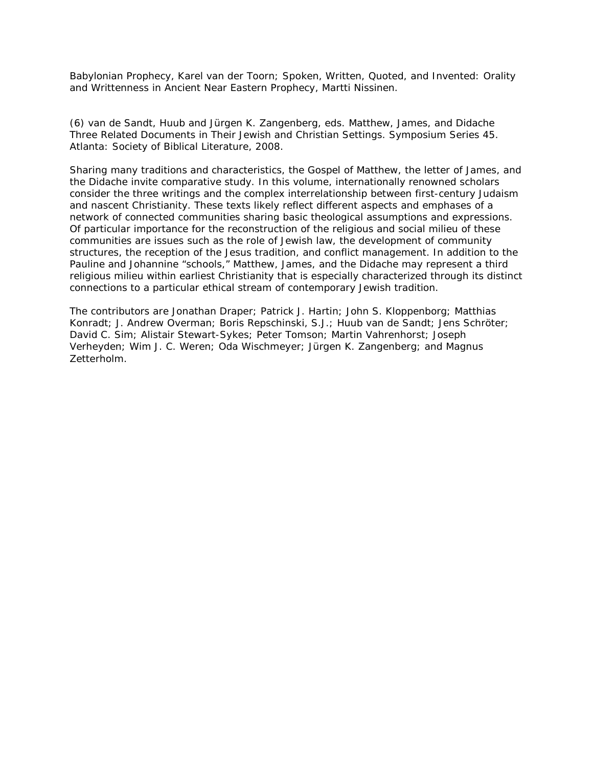Babylonian Prophecy, Karel van der Toorn; Spoken, Written, Quoted, and Invented: Orality and Writtenness in Ancient Near Eastern Prophecy, Martti Nissinen.

(6) van de Sandt, Huub and Jürgen K. Zangenberg, eds. Matthew, James, and Didache Three Related Documents in Their Jewish and Christian Settings. Symposium Series 45. Atlanta: Society of Biblical Literature, 2008.

Sharing many traditions and characteristics, the Gospel of Matthew, the letter of James, and the Didache invite comparative study. In this volume, internationally renowned scholars consider the three writings and the complex interrelationship between first-century Judaism and nascent Christianity. These texts likely reflect different aspects and emphases of a network of connected communities sharing basic theological assumptions and expressions. Of particular importance for the reconstruction of the religious and social milieu of these communities are issues such as the role of Jewish law, the development of community structures, the reception of the Jesus tradition, and conflict management. In addition to the Pauline and Johannine "schools," Matthew, James, and the Didache may represent a third religious milieu within earliest Christianity that is especially characterized through its distinct connections to a particular ethical stream of contemporary Jewish tradition.

The contributors are Jonathan Draper; Patrick J. Hartin; John S. Kloppenborg; Matthias Konradt; J. Andrew Overman; Boris Repschinski, S.J.; Huub van de Sandt; Jens Schröter; David C. Sim; Alistair Stewart-Sykes; Peter Tomson; Martin Vahrenhorst; Joseph Verheyden; Wim J. C. Weren; Oda Wischmeyer; Jürgen K. Zangenberg; and Magnus Zetterholm.